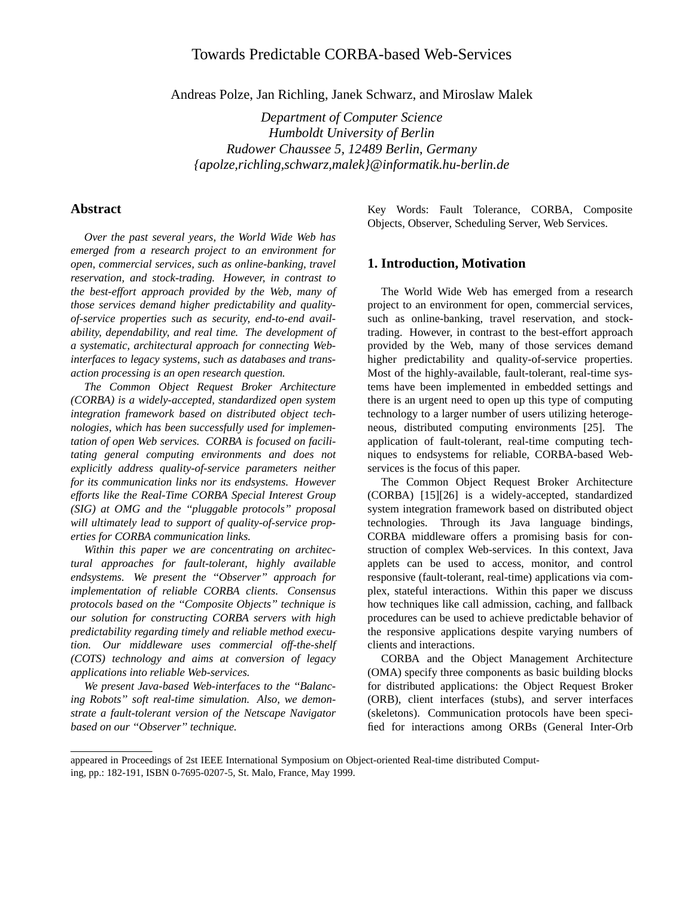# Towards Predictable CORBA-based Web-Services

Andreas Polze, Jan Richling, Janek Schwarz, and Miroslaw Malek

*Department of Computer Science*
*Humboldt University of Berlin*
*Rudower Chaussee 5, 12489 Berlin, Germany*
*{apolze,richling,schwarz,malek}@informatik.hu-berlin.de*

## Abstract

*Over the past several years, the World Wide Web has emerged from a research project to an environment for open, commercial services, such as online-banking, travel reservation, and stock-trading. However, in contrast to the best-effort approach provided by the Web, many of those services demand higher predictability and quality-of-service properties such as security, end-to-end availability, dependability, and real time. The development of a systematic, architectural approach for connecting Web-interfaces to legacy systems, such as databases and transaction processing is an open research question.*

*The Common Object Request Broker Architecture (CORBA) is a widely-accepted, standardized open system integration framework based on distributed object technologies, which has been successfully used for implementation of open Web services. CORBA is focused on facilitating general computing environments and does not explicitly address quality-of-service parameters neither for its communication links nor its endsystems. However efforts like the Real-Time CORBA Special Interest Group (SIG) at OMG and the "pluggable protocols" proposal will ultimately lead to support of quality-of-service properties for CORBA communication links.*

*Within this paper we are concentrating on architectural approaches for fault-tolerant, highly available endsystems. We present the "Observer" approach for implementation of reliable CORBA clients. Consensus protocols based on the "Composite Objects" technique is our solution for constructing CORBA servers with high predictability regarding timely and reliable method execution. Our middleware uses commercial off-the-shelf (COTS) technology and aims at conversion of legacy applications into reliable Web-services.*

*We present Java-based Web-interfaces to the "Balancing Robots" soft real-time simulation. Also, we demonstrate a fault-tolerant version of the Netscape Navigator based on our "Observer" technique.*

Key Words: Fault Tolerance, CORBA, Composite Objects, Observer, Scheduling Server, Web Services.

## 1. Introduction, Motivation

The World Wide Web has emerged from a research project to an environment for open, commercial services, such as online-banking, travel reservation, and stock-trading. However, in contrast to the best-effort approach provided by the Web, many of those services demand higher predictability and quality-of-service properties. Most of the highly-available, fault-tolerant, real-time systems have been implemented in embedded settings and there is an urgent need to open up this type of computing technology to a larger number of users utilizing heterogeneous, distributed computing environments [25]. The application of fault-tolerant, real-time computing techniques to endsystems for reliable, CORBA-based Web-services is the focus of this paper.

The Common Object Request Broker Architecture (CORBA) [15][26] is a widely-accepted, standardized system integration framework based on distributed object technologies. Through its Java language bindings, CORBA middleware offers a promising basis for construction of complex Web-services. In this context, Java applets can be used to access, monitor, and control responsive (fault-tolerant, real-time) applications via complex, stateful interactions. Within this paper we discuss how techniques like call admission, caching, and fallback procedures can be used to achieve predictable behavior of the responsive applications despite varying numbers of clients and interactions.

CORBA and the Object Management Architecture (OMA) specify three components as basic building blocks for distributed applications: the Object Request Broker (ORB), client interfaces (stubs), and server interfaces (skeletons). Communication protocols have been specified for interactions among ORBs (General Inter-Orb

appeared in Proceedings of 2st IEEE International Symposium on Object-oriented Real-time distributed Computing, pp.: 182-191, ISBN 0-7695-0207-5, St. Malo, France, May 1999.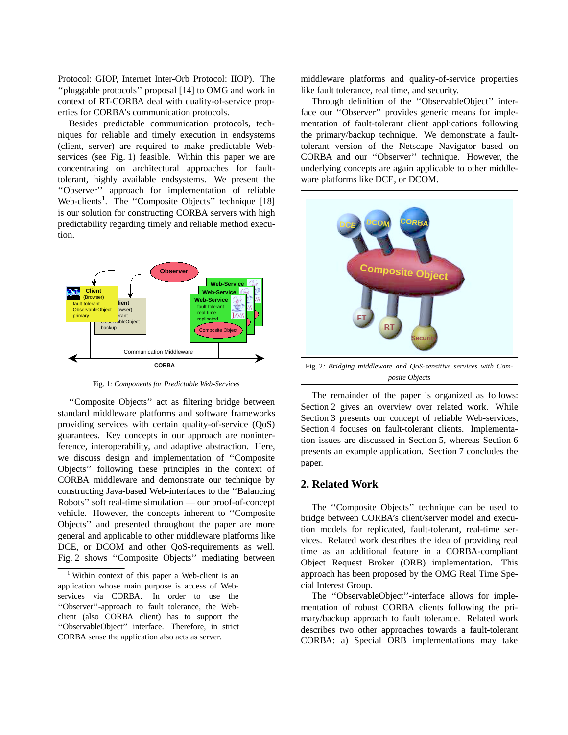Protocol: GIOP, Internet Inter-Orb Protocol: IIOP). The "pluggable protocols" proposal [14] to OMG and work in context of RT-CORBA deal with quality-of-service properties for CORBA's communication protocols.

Besides predictable communication protocols, techniques for reliable and timely execution in endsystems (client, server) are required to make predictable Web-services (see Fig. 1) feasible. Within this paper we are concentrating on architectural approaches for fault-tolerant, highly available endsystems. We present the "Observer" approach for implementation of reliable Web-clients[1]. The "Composite Objects" technique [18] is our solution for constructing CORBA servers with high predictability regarding timely and reliable method execution.

Fig. 1: *Components for Predictable Web-Services*

"Composite Objects" act as filtering bridge between standard middleware platforms and software frameworks providing services with certain quality-of-service (QoS) guarantees. Key concepts in our approach are noninterference, interoperability, and adaptive abstraction. Here, we discuss design and implementation of "Composite Objects" following these principles in the context of CORBA middleware and demonstrate our technique by constructing Java-based Web-interfaces to the "Balancing Robots" soft real-time simulation — our proof-of-concept vehicle. However, the concepts inherent to "Composite Objects" and presented throughout the paper are more general and applicable to other middleware platforms like DCE, or DCOM and other QoS-requirements as well. Fig. 2 shows "Composite Objects" mediating between middleware platforms and quality-of-service properties like fault tolerance, real time, and security.

Through definition of the "ObservableObject" interface our "Observer" provides generic means for implementation of fault-tolerant client applications following the primary/backup technique. We demonstrate a fault-tolerant version of the Netscape Navigator based on CORBA and our "Observer" technique. However, the underlying concepts are again applicable to other middleware platforms like DCE, or DCOM.

Fig. 2: *Bridging middleware and QoS-sensitive services with Composite Objects*

The remainder of the paper is organized as follows: Section 2 gives an overview over related work. While Section 3 presents our concept of reliable Web-services, Section 4 focuses on fault-tolerant clients. Implementation issues are discussed in Section 5, whereas Section 6 presents an example application. Section 7 concludes the paper.

## 2. Related Work

The "Composite Objects" technique can be used to bridge between CORBA's client/server model and execution models for replicated, fault-tolerant, real-time services. Related work describes the idea of providing real time as an additional feature in a CORBA-compliant Object Request Broker (ORB) implementation. This approach has been proposed by the OMG Real Time Special Interest Group.

The "ObservableObject"-interface allows for implementation of robust CORBA clients following the primary/backup approach to fault tolerance. Related work describes two other approaches towards a fault-tolerant CORBA: a) Special ORB implementations may take

[1] Within context of this paper a Web-client is an application whose main purpose is access of Web-services via CORBA. In order to use the "Observer"-approach to fault tolerance, the Web-client (also CORBA client) has to support the "ObservableObject" interface. Therefore, in strict CORBA sense the application also acts as server.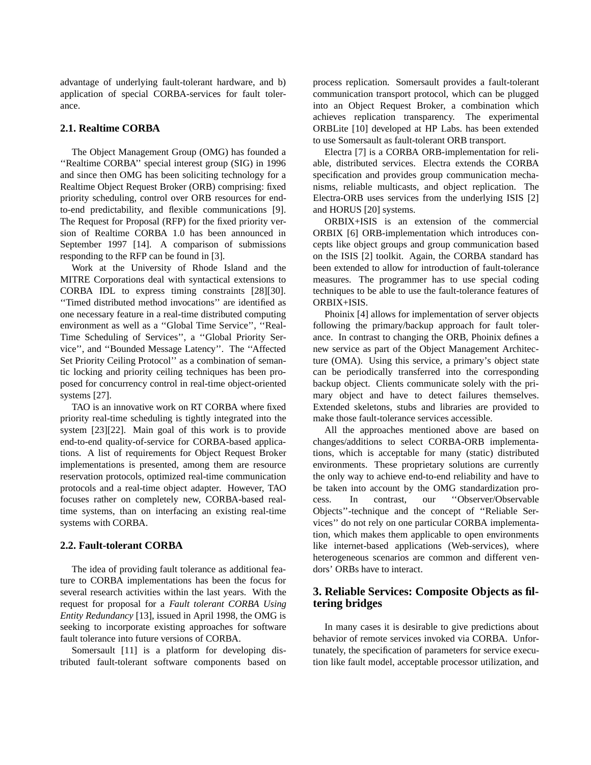advantage of underlying fault-tolerant hardware, and b) application of special CORBA-services for fault tolerance.

### 2.1. Realtime CORBA

The Object Management Group (OMG) has founded a ''Realtime CORBA'' special interest group (SIG) in 1996 and since then OMG has been soliciting technology for a Realtime Object Request Broker (ORB) comprising: fixed priority scheduling, control over ORB resources for end-to-end predictability, and flexible communications [9]. The Request for Proposal (RFP) for the fixed priority version of Realtime CORBA 1.0 has been announced in September 1997 [14]. A comparison of submissions responding to the RFP can be found in [3].

Work at the University of Rhode Island and the MITRE Corporations deal with syntactical extensions to CORBA IDL to express timing constraints [28][30]. ''Timed distributed method invocations'' are identified as one necessary feature in a real-time distributed computing environment as well as a ''Global Time Service'', ''Real-Time Scheduling of Services'', a ''Global Priority Service'', and ''Bounded Message Latency''. The ''Affected Set Priority Ceiling Protocol'' as a combination of semantic locking and priority ceiling techniques has been proposed for concurrency control in real-time object-oriented systems [27].

TAO is an innovative work on RT CORBA where fixed priority real-time scheduling is tightly integrated into the system [23][22]. Main goal of this work is to provide end-to-end quality-of-service for CORBA-based applications. A list of requirements for Object Request Broker implementations is presented, among them are resource reservation protocols, optimized real-time communication protocols and a real-time object adapter. However, TAO focuses rather on completely new, CORBA-based real-time systems, than on interfacing an existing real-time systems with CORBA.

### 2.2. Fault-tolerant CORBA

The idea of providing fault tolerance as additional feature to CORBA implementations has been the focus for several research activities within the last years. With the request for proposal for a *Fault tolerant CORBA Using Entity Redundancy* [13], issued in April 1998, the OMG is seeking to incorporate existing approaches for software fault tolerance into future versions of CORBA.

Somersault [11] is a platform for developing distributed fault-tolerant software components based on process replication. Somersault provides a fault-tolerant communication transport protocol, which can be plugged into an Object Request Broker, a combination which achieves replication transparency. The experimental ORBLite [10] developed at HP Labs. has been extended to use Somersault as fault-tolerant ORB transport.

Electra [7] is a CORBA ORB-implementation for reliable, distributed services. Electra extends the CORBA specification and provides group communication mechanisms, reliable multicasts, and object replication. The Electra-ORB uses services from the underlying ISIS [2] and HORUS [20] systems.

ORBIX+ISIS is an extension of the commercial ORBIX [6] ORB-implementation which introduces concepts like object groups and group communication based on the ISIS [2] toolkit. Again, the CORBA standard has been extended to allow for introduction of fault-tolerance measures. The programmer has to use special coding techniques to be able to use the fault-tolerance features of ORBIX+ISIS.

Phoinix [4] allows for implementation of server objects following the primary/backup approach for fault tolerance. In contrast to changing the ORB, Phoinix defines a new service as part of the Object Management Architecture (OMA). Using this service, a primary's object state can be periodically transferred into the corresponding backup object. Clients communicate solely with the primary object and have to detect failures themselves. Extended skeletons, stubs and libraries are provided to make those fault-tolerance services accessible.

All the approaches mentioned above are based on changes/additions to select CORBA-ORB implementations, which is acceptable for many (static) distributed environments. These proprietary solutions are currently the only way to achieve end-to-end reliability and have to be taken into account by the OMG standardization process. In contrast, our ''Observer/Observable Objects''-technique and the concept of ''Reliable Services'' do not rely on one particular CORBA implementation, which makes them applicable to open environments like internet-based applications (Web-services), where heterogeneous scenarios are common and different vendors' ORBs have to interact.

## 3. Reliable Services: Composite Objects as filtering bridges

In many cases it is desirable to give predictions about behavior of remote services invoked via CORBA. Unfortunately, the specification of parameters for service execution like fault model, acceptable processor utilization, and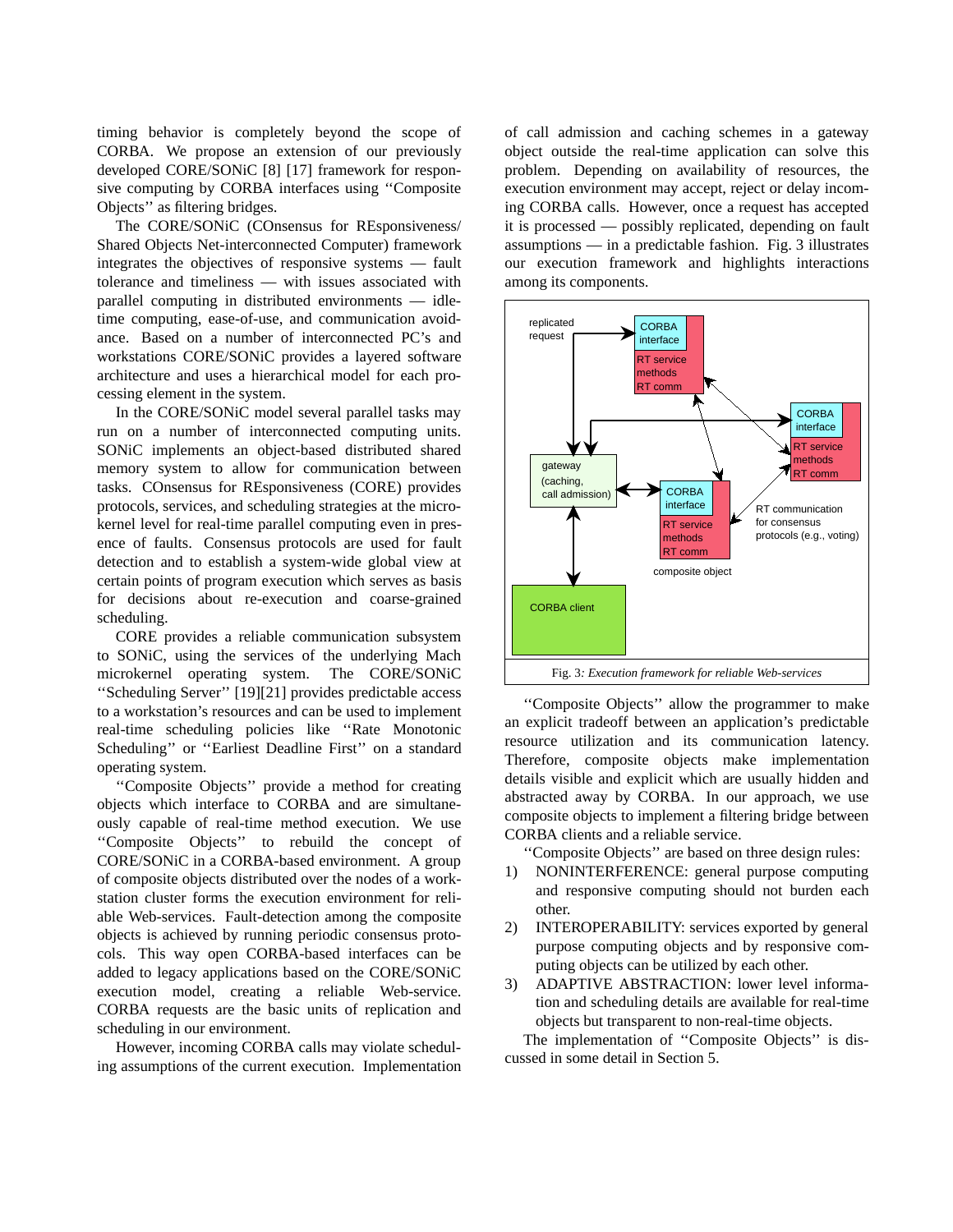timing behavior is completely beyond the scope of CORBA. We propose an extension of our previously developed CORE/SONiC [8] [17] framework for responsive computing by CORBA interfaces using ''Composite Objects'' as filtering bridges.

The CORE/SONiC (COnsensus for REsponsiveness/ Shared Objects Net-interconnected Computer) framework integrates the objectives of responsive systems — fault tolerance and timeliness — with issues associated with parallel computing in distributed environments — idle-time computing, ease-of-use, and communication avoidance. Based on a number of interconnected PC's and workstations CORE/SONiC provides a layered software architecture and uses a hierarchical model for each processing element in the system.

In the CORE/SONiC model several parallel tasks may run on a number of interconnected computing units. SONiC implements an object-based distributed shared memory system to allow for communication between tasks. COnsensus for REsponsiveness (CORE) provides protocols, services, and scheduling strategies at the microkernel level for real-time parallel computing even in presence of faults. Consensus protocols are used for fault detection and to establish a system-wide global view at certain points of program execution which serves as basis for decisions about re-execution and coarse-grained scheduling.

CORE provides a reliable communication subsystem to SONiC, using the services of the underlying Mach microkernel operating system. The CORE/SONiC ''Scheduling Server'' [19][21] provides predictable access to a workstation's resources and can be used to implement real-time scheduling policies like ''Rate Monotonic Scheduling'' or ''Earliest Deadline First'' on a standard operating system.

''Composite Objects'' provide a method for creating objects which interface to CORBA and are simultaneously capable of real-time method execution. We use ''Composite Objects'' to rebuild the concept of CORE/SONiC in a CORBA-based environment. A group of composite objects distributed over the nodes of a workstation cluster forms the execution environment for reliable Web-services. Fault-detection among the composite objects is achieved by running periodic consensus protocols. This way open CORBA-based interfaces can be added to legacy applications based on the CORE/SONiC execution model, creating a reliable Web-service. CORBA requests are the basic units of replication and scheduling in our environment.

However, incoming CORBA calls may violate scheduling assumptions of the current execution. Implementation of call admission and caching schemes in a gateway object outside the real-time application can solve this problem. Depending on availability of resources, the execution environment may accept, reject or delay incoming CORBA calls. However, once a request has accepted it is processed — possibly replicated, depending on fault assumptions — in a predictable fashion. Fig. 3 illustrates our execution framework and highlights interactions among its components.

replicated request

CORBA interface

RT service methods

RT comm

gateway (caching, call admission)

composite object

RT communication for consensus protocols (e.g., voting)

CORBA client

Fig. 3*: Execution framework for reliable Web-services*

''Composite Objects'' allow the programmer to make an explicit tradeoff between an application's predictable resource utilization and its communication latency. Therefore, composite objects make implementation details visible and explicit which are usually hidden and abstracted away by CORBA. In our approach, we use composite objects to implement a filtering bridge between CORBA clients and a reliable service.

''Composite Objects'' are based on three design rules:

1) NONINTERFERENCE: general purpose computing and responsive computing should not burden each other.
2) INTEROPERABILITY: services exported by general purpose computing objects and by responsive computing objects can be utilized by each other.
3) ADAPTIVE ABSTRACTION: lower level information and scheduling details are available for real-time objects but transparent to non-real-time objects.

The implementation of ''Composite Objects'' is discussed in some detail in Section 5.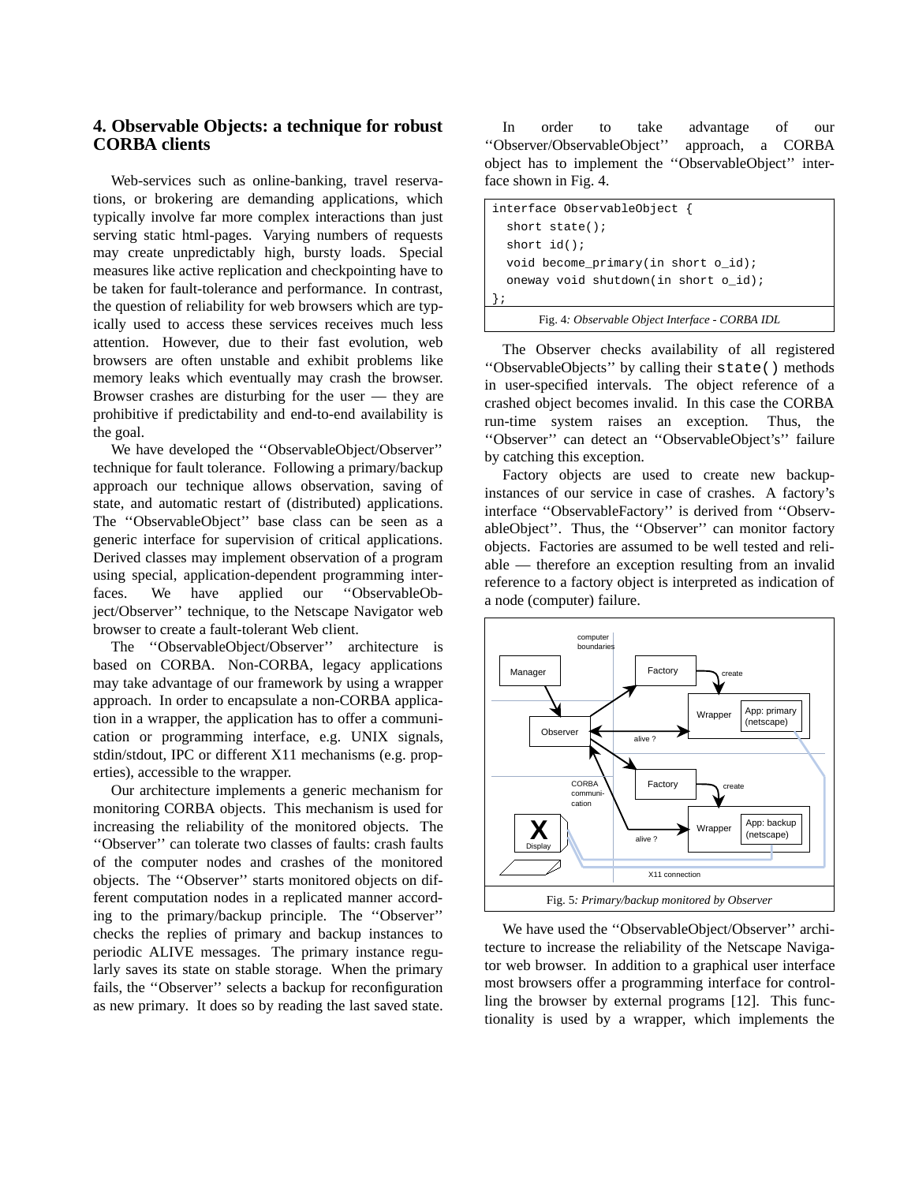## 4. Observable Objects: a technique for robust CORBA clients

Web-services such as online-banking, travel reservations, or brokering are demanding applications, which typically involve far more complex interactions than just serving static html-pages. Varying numbers of requests may create unpredictably high, bursty loads. Special measures like active replication and checkpointing have to be taken for fault-tolerance and performance. In contrast, the question of reliability for web browsers which are typically used to access these services receives much less attention. However, due to their fast evolution, web browsers are often unstable and exhibit problems like memory leaks which eventually may crash the browser. Browser crashes are disturbing for the user — they are prohibitive if predictability and end-to-end availability is the goal.

We have developed the ''ObservableObject/Observer'' technique for fault tolerance. Following a primary/backup approach our technique allows observation, saving of state, and automatic restart of (distributed) applications. The ''ObservableObject'' base class can be seen as a generic interface for supervision of critical applications. Derived classes may implement observation of a program using special, application-dependent programming interfaces. We have applied our ''ObservableObject/Observer'' technique, to the Netscape Navigator web browser to create a fault-tolerant Web client.

The ''ObservableObject/Observer'' architecture is based on CORBA. Non-CORBA, legacy applications may take advantage of our framework by using a wrapper approach. In order to encapsulate a non-CORBA application in a wrapper, the application has to offer a communication or programming interface, e.g. UNIX signals, stdin/stdout, IPC or different X11 mechanisms (e.g. properties), accessible to the wrapper.

Our architecture implements a generic mechanism for monitoring CORBA objects. This mechanism is used for increasing the reliability of the monitored objects. The ''Observer'' can tolerate two classes of faults: crash faults of the computer nodes and crashes of the monitored objects. The ''Observer'' starts monitored objects on different computation nodes in a replicated manner according to the primary/backup principle. The ''Observer'' checks the replies of primary and backup instances to periodic ALIVE messages. The primary instance regularly saves its state on stable storage. When the primary fails, the ''Observer'' selects a backup for reconfiguration as new primary. It does so by reading the last saved state.

In order to take advantage of our ''Observer/ObservableObject'' approach, a CORBA object has to implement the ''ObservableObject'' interface shown in Fig. 4.

```
interface ObservableObject {
  short state();
  short id();
  void become_primary(in short o_id);
  oneway void shutdown(in short o_id);
};
```

Fig. 4*: Observable Object Interface - CORBA IDL*

The Observer checks availability of all registered ''ObservableObjects'' by calling their `state()` methods in user-specified intervals. The object reference of a crashed object becomes invalid. In this case the CORBA run-time system raises an exception. Thus, the ''Observer'' can detect an ''ObservableObject's'' failure by catching this exception.

Factory objects are used to create new backup-instances of our service in case of crashes. A factory's interface ''ObservableFactory'' is derived from ''ObservableObject''. Thus, the ''Observer'' can monitor factory objects. Factories are assumed to be well tested and reliable — therefore an exception resulting from an invalid reference to a factory object is interpreted as indication of a node (computer) failure.

computer boundaries

Manager

Factory

create

Wrapper

App: primary (netscape)

Observer

alive ?

Factory

create

CORBA communication

Wrapper

App: backup (netscape)

X Display

alive ?

X11 connection

Fig. 5*: Primary/backup monitored by Observer*

We have used the ''ObservableObject/Observer'' architecture to increase the reliability of the Netscape Navigator web browser. In addition to a graphical user interface most browsers offer a programming interface for controlling the browser by external programs [12]. This functionality is used by a wrapper, which implements the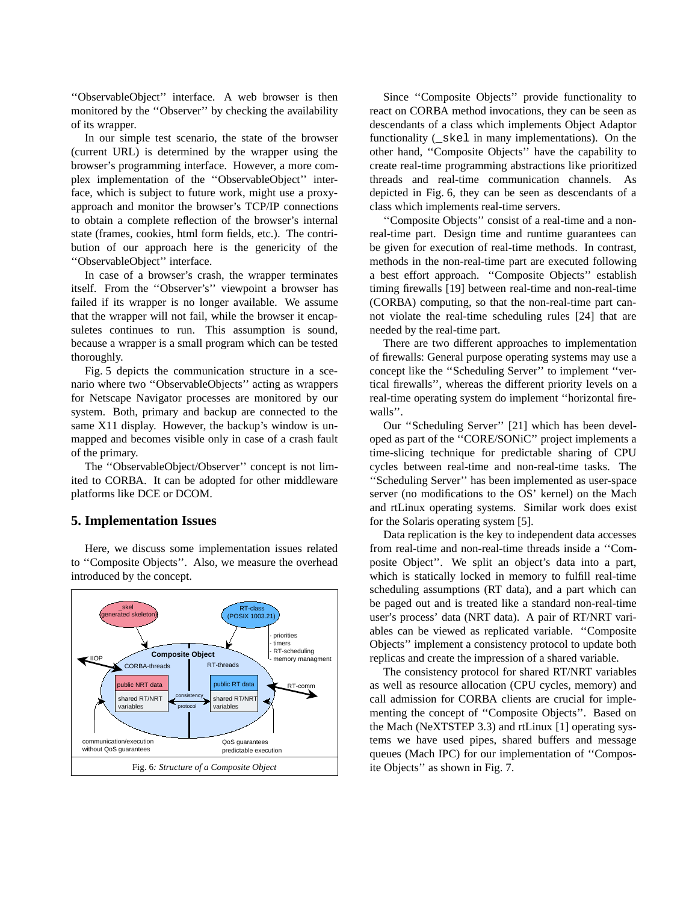''ObservableObject'' interface. A web browser is then monitored by the ''Observer'' by checking the availability of its wrapper.

In our simple test scenario, the state of the browser (current URL) is determined by the wrapper using the browser's programming interface. However, a more complex implementation of the ''ObservableObject'' interface, which is subject to future work, might use a proxy-approach and monitor the browser's TCP/IP connections to obtain a complete reflection of the browser's internal state (frames, cookies, html form fields, etc.). The contribution of our approach here is the genericity of the ''ObservableObject'' interface.

In case of a browser's crash, the wrapper terminates itself. From the ''Observer's'' viewpoint a browser has failed if its wrapper is no longer available. We assume that the wrapper will not fail, while the browser it encapsuletes continues to run. This assumption is sound, because a wrapper is a small program which can be tested thoroughly.

Fig. 5 depicts the communication structure in a scenario where two ''ObservableObjects'' acting as wrappers for Netscape Navigator processes are monitored by our system. Both, primary and backup are connected to the same X11 display. However, the backup's window is unmapped and becomes visible only in case of a crash fault of the primary.

The ''ObservableObject/Observer'' concept is not limited to CORBA. It can be adopted for other middleware platforms like DCE or DCOM.

## 5. Implementation Issues

Here, we discuss some implementation issues related to ''Composite Objects''. Also, we measure the overhead introduced by the concept.

Fig. 6: *Structure of a Composite Object*

Since ''Composite Objects'' provide functionality to react on CORBA method invocations, they can be seen as descendants of a class which implements Object Adaptor functionality (`_skel` in many implementations). On the other hand, ''Composite Objects'' have the capability to create real-time programming abstractions like prioritized threads and real-time communication channels. As depicted in Fig. 6, they can be seen as descendants of a class which implements real-time servers.

''Composite Objects'' consist of a real-time and a non-real-time part. Design time and runtime guarantees can be given for execution of real-time methods. In contrast, methods in the non-real-time part are executed following a best effort approach. ''Composite Objects'' establish timing firewalls [19] between real-time and non-real-time (CORBA) computing, so that the non-real-time part cannot violate the real-time scheduling rules [24] that are needed by the real-time part.

There are two different approaches to implementation of firewalls: General purpose operating systems may use a concept like the ''Scheduling Server'' to implement ''vertical firewalls'', whereas the different priority levels on a real-time operating system do implement ''horizontal firewalls''.

Our ''Scheduling Server'' [21] which has been developed as part of the ''CORE/SONiC'' project implements a time-slicing technique for predictable sharing of CPU cycles between real-time and non-real-time tasks. The ''Scheduling Server'' has been implemented as user-space server (no modifications to the OS' kernel) on the Mach and rtLinux operating systems. Similar work does exist for the Solaris operating system [5].

Data replication is the key to independent data accesses from real-time and non-real-time threads inside a ''Composite Object''. We split an object's data into a part, which is statically locked in memory to fulfill real-time scheduling assumptions (RT data), and a part which can be paged out and is treated like a standard non-real-time user's process' data (NRT data). A pair of RT/NRT variables can be viewed as replicated variable. ''Composite Objects'' implement a consistency protocol to update both replicas and create the impression of a shared variable.

The consistency protocol for shared RT/NRT variables as well as resource allocation (CPU cycles, memory) and call admission for CORBA clients are crucial for implementing the concept of ''Composite Objects''. Based on the Mach (NeXTSTEP 3.3) and rtLinux [1] operating systems we have used pipes, shared buffers and message queues (Mach IPC) for our implementation of ''Composite Objects'' as shown in Fig. 7.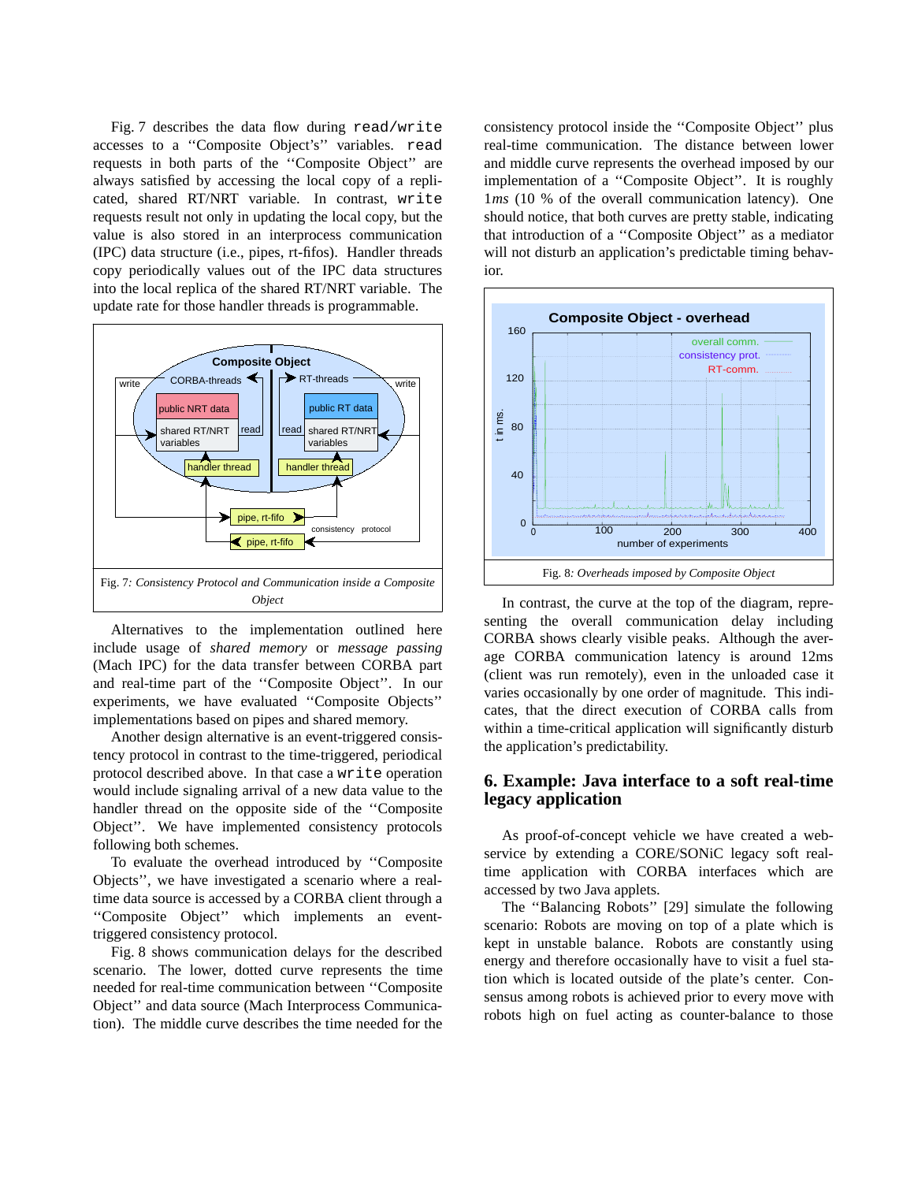Fig. 7 describes the data flow during `read/write` accesses to a ''Composite Object's'' variables. `read` requests in both parts of the ''Composite Object'' are always satisfied by accessing the local copy of a replicated, shared RT/NRT variable. In contrast, `write` requests result not only in updating the local copy, but the value is also stored in an interprocess communication (IPC) data structure (i.e., pipes, rt-fifos). Handler threads copy periodically values out of the IPC data structures into the local replica of the shared RT/NRT variable. The update rate for those handler threads is programmable.

Fig. 7*: Consistency Protocol and Communication inside a Composite Object*

Alternatives to the implementation outlined here include usage of *shared memory* or *message passing* (Mach IPC) for the data transfer between CORBA part and real-time part of the ''Composite Object''. In our experiments, we have evaluated ''Composite Objects'' implementations based on pipes and shared memory.

Another design alternative is an event-triggered consistency protocol in contrast to the time-triggered, periodical protocol described above. In that case a `write` operation would include signaling arrival of a new data value to the handler thread on the opposite side of the ''Composite Object''. We have implemented consistency protocols following both schemes.

To evaluate the overhead introduced by ''Composite Objects'', we have investigated a scenario where a real-time data source is accessed by a CORBA client through a ''Composite Object'' which implements an event-triggered consistency protocol.

Fig. 8 shows communication delays for the described scenario. The lower, dotted curve represents the time needed for real-time communication between ''Composite Object'' and data source (Mach Interprocess Communication). The middle curve describes the time needed for the consistency protocol inside the ''Composite Object'' plus real-time communication. The distance between lower and middle curve represents the overhead imposed by our implementation of a ''Composite Object''. It is roughly $1ms$ (10 % of the overall communication latency). One should notice, that both curves are pretty stable, indicating that introduction of a ''Composite Object'' as a mediator will not disturb an application's predictable timing behavior.

Fig. 8*: Overheads imposed by Composite Object*

In contrast, the curve at the top of the diagram, representing the overall communication delay including CORBA shows clearly visible peaks. Although the average CORBA communication latency is around 12ms (client was run remotely), even in the unloaded case it varies occasionally by one order of magnitude. This indicates, that the direct execution of CORBA calls from within a time-critical application will significantly disturb the application's predictability.

## 6. Example: Java interface to a soft real-time legacy application

As proof-of-concept vehicle we have created a web-service by extending a CORE/SONiC legacy soft real-time application with CORBA interfaces which are accessed by two Java applets.

The ''Balancing Robots'' [29] simulate the following scenario: Robots are moving on top of a plate which is kept in unstable balance. Robots are constantly using energy and therefore occasionally have to visit a fuel station which is located outside of the plate's center. Consensus among robots is achieved prior to every move with robots high on fuel acting as counter-balance to those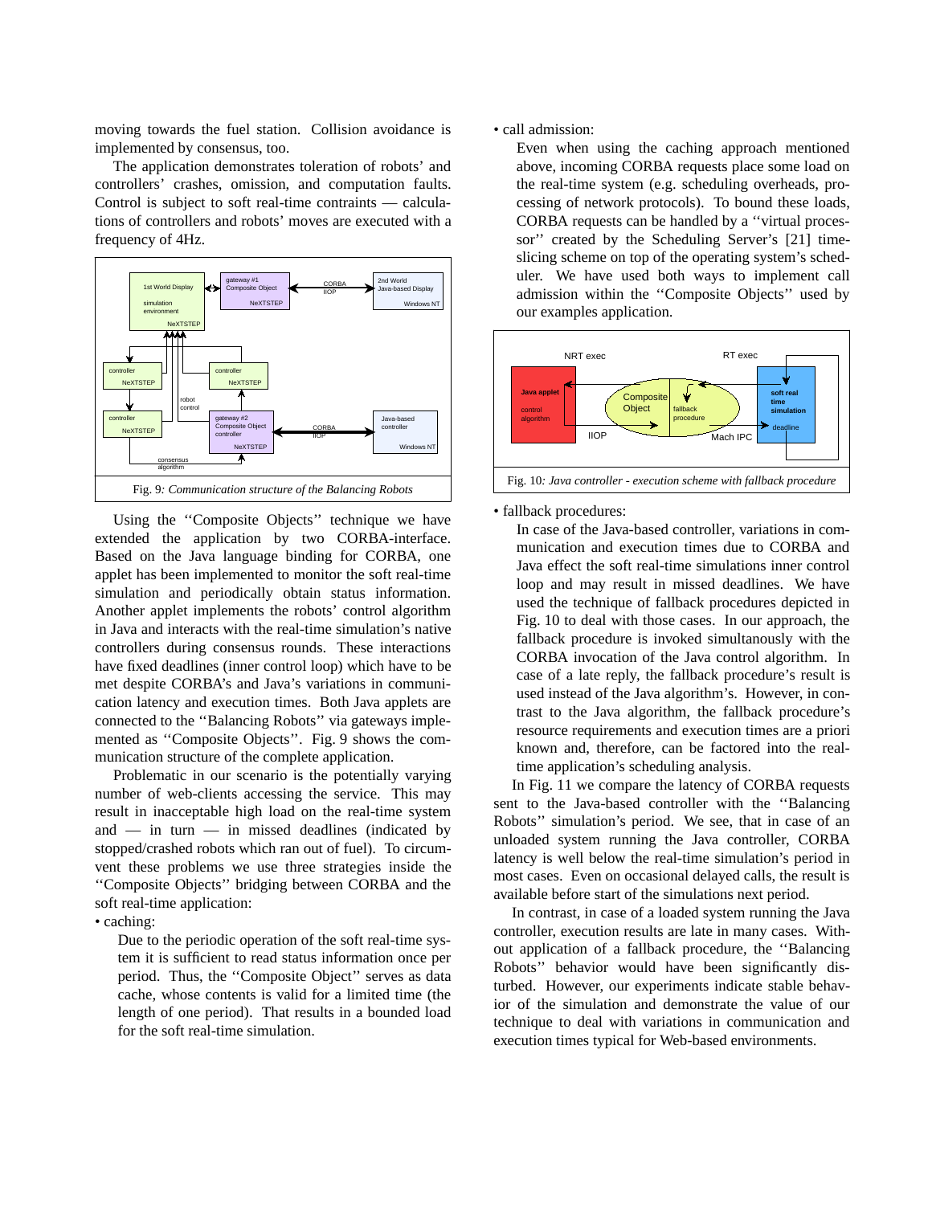moving towards the fuel station. Collision avoidance is implemented by consensus, too.

The application demonstrates toleration of robots' and controllers' crashes, omission, and computation faults. Control is subject to soft real-time contraints — calculations of controllers and robots' moves are executed with a frequency of 4Hz.

Fig. 9: *Communication structure of the Balancing Robots*

Using the ''Composite Objects'' technique we have extended the application by two CORBA-interface. Based on the Java language binding for CORBA, one applet has been implemented to monitor the soft real-time simulation and periodically obtain status information. Another applet implements the robots' control algorithm in Java and interacts with the real-time simulation's native controllers during consensus rounds. These interactions have fixed deadlines (inner control loop) which have to be met despite CORBA's and Java's variations in communication latency and execution times. Both Java applets are connected to the ''Balancing Robots'' via gateways implemented as ''Composite Objects''. Fig. 9 shows the communication structure of the complete application.

Problematic in our scenario is the potentially varying number of web-clients accessing the service. This may result in inacceptable high load on the real-time system and — in turn — in missed deadlines (indicated by stopped/crashed robots which ran out of fuel). To circumvent these problems we use three strategies inside the ''Composite Objects'' bridging between CORBA and the soft real-time application:

- caching:

  Due to the periodic operation of the soft real-time system it is sufficient to read status information once per period. Thus, the ''Composite Object'' serves as data cache, whose contents is valid for a limited time (the length of one period). That results in a bounded load for the soft real-time simulation.

- call admission:

  Even when using the caching approach mentioned above, incoming CORBA requests place some load on the real-time system (e.g. scheduling overheads, processing of network protocols). To bound these loads, CORBA requests can be handled by a ''virtual processor'' created by the Scheduling Server's [21] time-slicing scheme on top of the operating system's scheduler. We have used both ways to implement call admission within the ''Composite Objects'' used by our examples application.

Fig. 10: *Java controller - execution scheme with fallback procedure*

- fallback procedures:

  In case of the Java-based controller, variations in communication and execution times due to CORBA and Java effect the soft real-time simulations inner control loop and may result in missed deadlines. We have used the technique of fallback procedures depicted in Fig. 10 to deal with those cases. In our approach, the fallback procedure is invoked simultanously with the CORBA invocation of the Java control algorithm. In case of a late reply, the fallback procedure's result is used instead of the Java algorithm's. However, in contrast to the Java algorithm, the fallback procedure's resource requirements and execution times are a priori known and, therefore, can be factored into the real-time application's scheduling analysis.

In Fig. 11 we compare the latency of CORBA requests sent to the Java-based controller with the ''Balancing Robots'' simulation's period. We see, that in case of an unloaded system running the Java controller, CORBA latency is well below the real-time simulation's period in most cases. Even on occasional delayed calls, the result is available before start of the simulations next period.

In contrast, in case of a loaded system running the Java controller, execution results are late in many cases. Without application of a fallback procedure, the ''Balancing Robots'' behavior would have been significantly disturbed. However, our experiments indicate stable behavior of the simulation and demonstrate the value of our technique to deal with variations in communication and execution times typical for Web-based environments.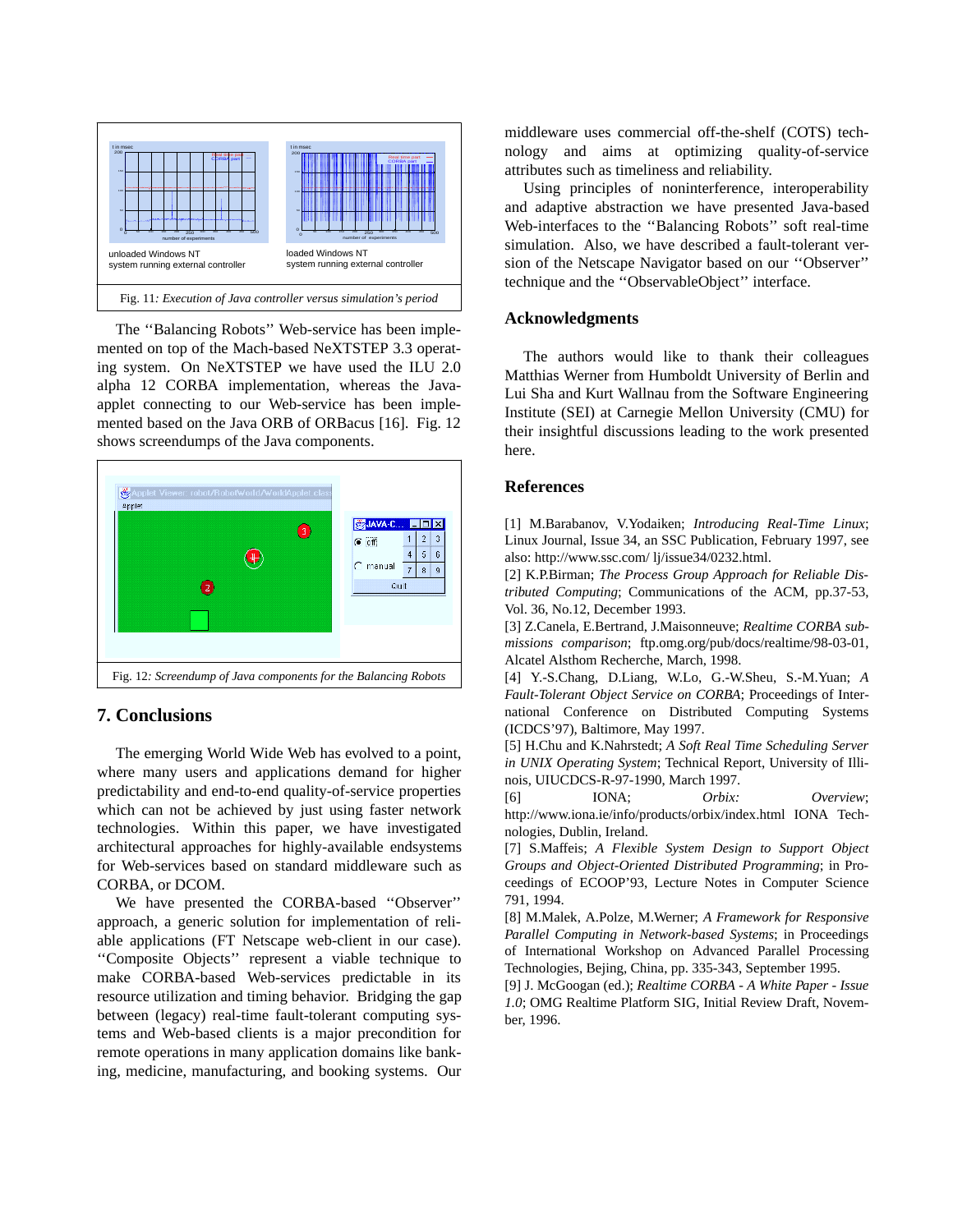unloaded Windows NT system running external controller

loaded Windows NT system running external controller

Fig. 11: *Execution of Java controller versus simulation's period*

The ''Balancing Robots'' Web-service has been implemented on top of the Mach-based NeXTSTEP 3.3 operating system. On NeXTSTEP we have used the ILU 2.0 alpha 12 CORBA implementation, whereas the Java-applet connecting to our Web-service has been implemented based on the Java ORB of ORBacus [16]. Fig. 12 shows screendumps of the Java components.

Fig. 12: *Screendump of Java components for the Balancing Robots*

## 7. Conclusions

The emerging World Wide Web has evolved to a point, where many users and applications demand for higher predictability and end-to-end quality-of-service properties which can not be achieved by just using faster network technologies. Within this paper, we have investigated architectural approaches for highly-available endsystems for Web-services based on standard middleware such as CORBA, or DCOM.

We have presented the CORBA-based ''Observer'' approach, a generic solution for implementation of reliable applications (FT Netscape web-client in our case). ''Composite Objects'' represent a viable technique to make CORBA-based Web-services predictable in its resource utilization and timing behavior. Bridging the gap between (legacy) real-time fault-tolerant computing systems and Web-based clients is a major precondition for remote operations in many application domains like banking, medicine, manufacturing, and booking systems. Our middleware uses commercial off-the-shelf (COTS) technology and aims at optimizing quality-of-service attributes such as timeliness and reliability.

Using principles of noninterference, interoperability and adaptive abstraction we have presented Java-based Web-interfaces to the ''Balancing Robots'' soft real-time simulation. Also, we have described a fault-tolerant version of the Netscape Navigator based on our ''Observer'' technique and the ''ObservableObject'' interface.

## Acknowledgments

The authors would like to thank their colleagues Matthias Werner from Humboldt University of Berlin and Lui Sha and Kurt Wallnau from the Software Engineering Institute (SEI) at Carnegie Mellon University (CMU) for their insightful discussions leading to the work presented here.

## References

[1] M.Barabanov, V.Yodaiken; *Introducing Real-Time Linux*; Linux Journal, Issue 34, an SSC Publication, February 1997, see also: http://www.ssc.com/ lj/issue34/0232.html.

[2] K.P.Birman; *The Process Group Approach for Reliable Distributed Computing*; Communications of the ACM, pp.37-53, Vol. 36, No.12, December 1993.

[3] Z.Canela, E.Bertrand, J.Maisonneuve; *Realtime CORBA submissions comparison*; ftp.omg.org/pub/docs/realtime/98-03-01, Alcatel Alsthom Recherche, March, 1998.

[4] Y.-S.Chang, D.Liang, W.Lo, G.-W.Sheu, S.-M.Yuan; *A Fault-Tolerant Object Service on CORBA*; Proceedings of International Conference on Distributed Computing Systems (ICDCS'97), Baltimore, May 1997.

[5] H.Chu and K.Nahrstedt; *A Soft Real Time Scheduling Server in UNIX Operating System*; Technical Report, University of Illinois, UIUCDCS-R-97-1990, March 1997.

[6] IONA; *Orbix: Overview*; http://www.iona.ie/info/products/orbix/index.html IONA Technologies, Dublin, Ireland.

[7] S.Maffeis; *A Flexible System Design to Support Object Groups and Object-Oriented Distributed Programming*; in Proceedings of ECOOP'93, Lecture Notes in Computer Science 791, 1994.

[8] M.Malek, A.Polze, M.Werner; *A Framework for Responsive Parallel Computing in Network-based Systems*; in Proceedings of International Workshop on Advanced Parallel Processing Technologies, Bejing, China, pp. 335-343, September 1995.

[9] J. McGoogan (ed.); *Realtime CORBA - A White Paper - Issue 1.0*; OMG Realtime Platform SIG, Initial Review Draft, November, 1996.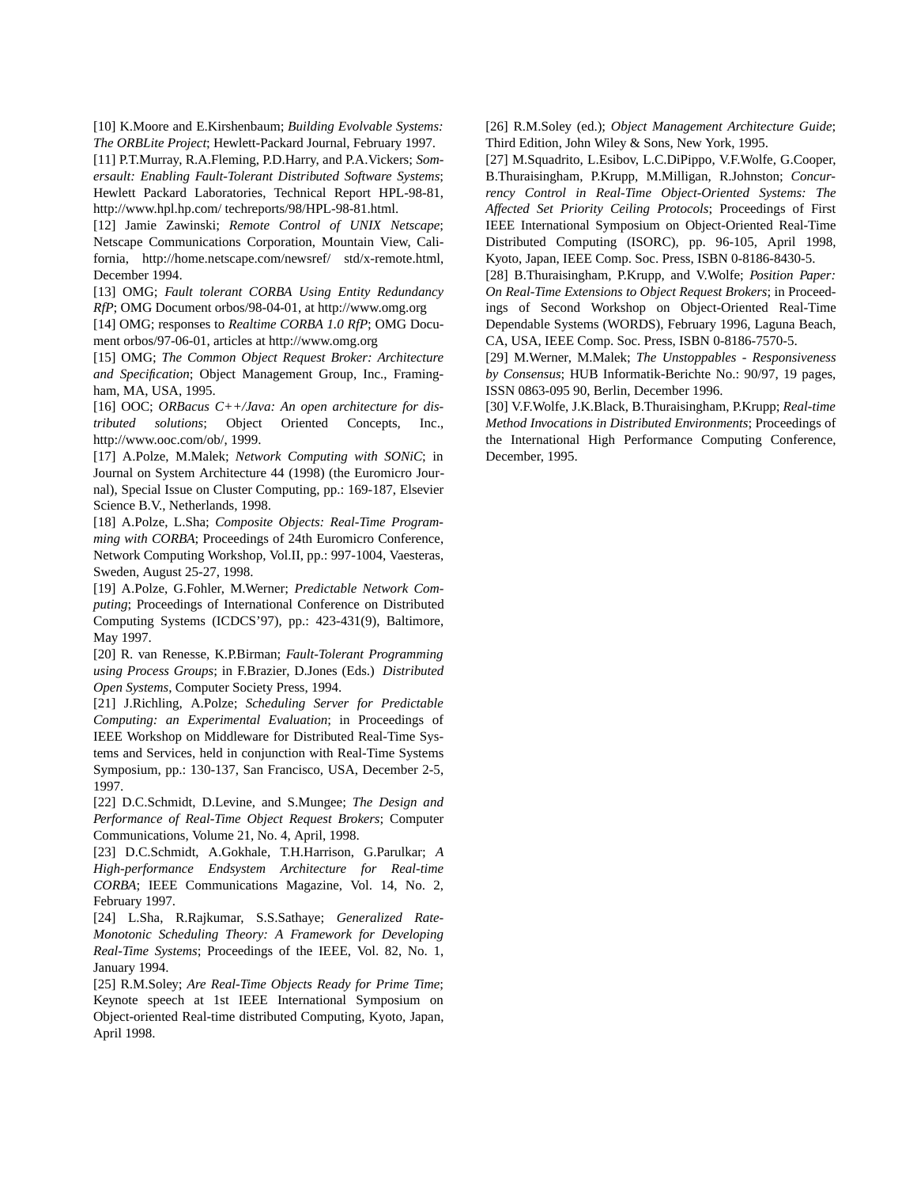[10] K.Moore and E.Kirshenbaum; *Building Evolvable Systems: The ORBLite Project*; Hewlett-Packard Journal, February 1997.

[11] P.T.Murray, R.A.Fleming, P.D.Harry, and P.A.Vickers; *Somersault: Enabling Fault-Tolerant Distributed Software Systems*; Hewlett Packard Laboratories, Technical Report HPL-98-81, http://www.hpl.hp.com/ techreports/98/HPL-98-81.html.

[12] Jamie Zawinski; *Remote Control of UNIX Netscape*; Netscape Communications Corporation, Mountain View, California, http://home.netscape.com/newsref/ std/x-remote.html, December 1994.

[13] OMG; *Fault tolerant CORBA Using Entity Redundancy RfP*; OMG Document orbos/98-04-01, at http://www.omg.org

[14] OMG; responses to *Realtime CORBA 1.0 RfP*; OMG Document orbos/97-06-01, articles at http://www.omg.org

[15] OMG; *The Common Object Request Broker: Architecture and Specification*; Object Management Group, Inc., Framingham, MA, USA, 1995.

[16] OOC; *ORBacus C++/Java: An open architecture for distributed solutions*; Object Oriented Concepts, Inc., http://www.ooc.com/ob/, 1999.

[17] A.Polze, M.Malek; *Network Computing with SONiC*; in Journal on System Architecture 44 (1998) (the Euromicro Journal), Special Issue on Cluster Computing, pp.: 169-187, Elsevier Science B.V., Netherlands, 1998.

[18] A.Polze, L.Sha; *Composite Objects: Real-Time Programming with CORBA*; Proceedings of 24th Euromicro Conference, Network Computing Workshop, Vol.II, pp.: 997-1004, Vaesteras, Sweden, August 25-27, 1998.

[19] A.Polze, G.Fohler, M.Werner; *Predictable Network Computing*; Proceedings of International Conference on Distributed Computing Systems (ICDCS'97), pp.: 423-431(9), Baltimore, May 1997.

[20] R. van Renesse, K.P.Birman; *Fault-Tolerant Programming using Process Groups*; in F.Brazier, D.Jones (Eds.) *Distributed Open Systems*, Computer Society Press, 1994.

[21] J.Richling, A.Polze; *Scheduling Server for Predictable Computing: an Experimental Evaluation*; in Proceedings of IEEE Workshop on Middleware for Distributed Real-Time Systems and Services, held in conjunction with Real-Time Systems Symposium, pp.: 130-137, San Francisco, USA, December 2-5, 1997.

[22] D.C.Schmidt, D.Levine, and S.Mungee; *The Design and Performance of Real-Time Object Request Brokers*; Computer Communications, Volume 21, No. 4, April, 1998.

[23] D.C.Schmidt, A.Gokhale, T.H.Harrison, G.Parulkar; *A High-performance Endsystem Architecture for Real-time CORBA*; IEEE Communications Magazine, Vol. 14, No. 2, February 1997.

[24] L.Sha, R.Rajkumar, S.S.Sathaye; *Generalized Rate-Monotonic Scheduling Theory: A Framework for Developing Real-Time Systems*; Proceedings of the IEEE, Vol. 82, No. 1, January 1994.

[25] R.M.Soley; *Are Real-Time Objects Ready for Prime Time*; Keynote speech at 1st IEEE International Symposium on Object-oriented Real-time distributed Computing, Kyoto, Japan, April 1998.

[26] R.M.Soley (ed.); *Object Management Architecture Guide*; Third Edition, John Wiley & Sons, New York, 1995.

[27] M.Squadrito, L.Esibov, L.C.DiPippo, V.F.Wolfe, G.Cooper, B.Thuraisingham, P.Krupp, M.Milligan, R.Johnston; *Concurrency Control in Real-Time Object-Oriented Systems: The Affected Set Priority Ceiling Protocols*; Proceedings of First IEEE International Symposium on Object-Oriented Real-Time Distributed Computing (ISORC), pp. 96-105, April 1998, Kyoto, Japan, IEEE Comp. Soc. Press, ISBN 0-8186-8430-5.

[28] B.Thuraisingham, P.Krupp, and V.Wolfe; *Position Paper: On Real-Time Extensions to Object Request Brokers*; in Proceedings of Second Workshop on Object-Oriented Real-Time Dependable Systems (WORDS), February 1996, Laguna Beach, CA, USA, IEEE Comp. Soc. Press, ISBN 0-8186-7570-5.

[29] M.Werner, M.Malek; *The Unstoppables - Responsiveness by Consensus*; HUB Informatik-Berichte No.: 90/97, 19 pages, ISSN 0863-095 90, Berlin, December 1996.

[30] V.F.Wolfe, J.K.Black, B.Thuraisingham, P.Krupp; *Real-time Method Invocations in Distributed Environments*; Proceedings of the International High Performance Computing Conference, December, 1995.